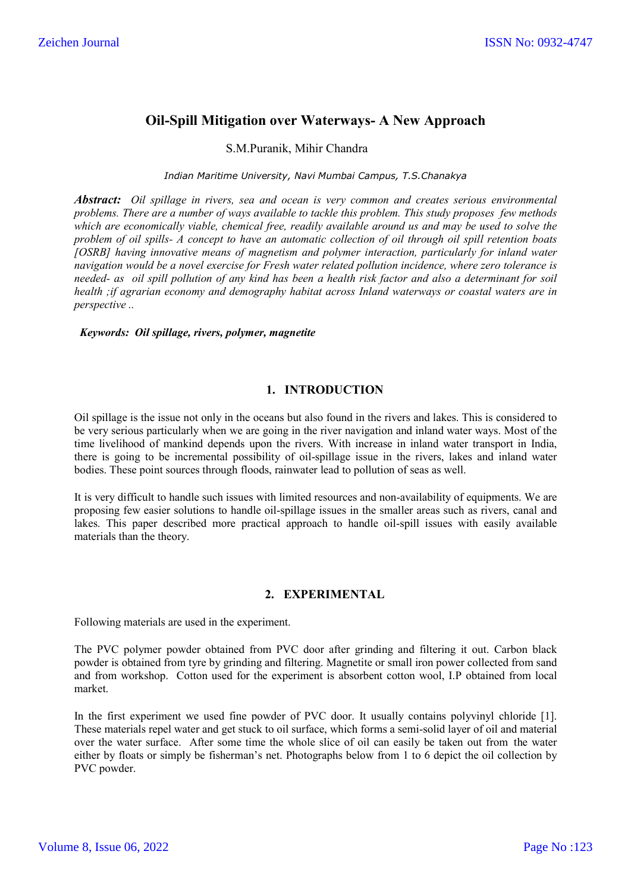# Oil-Spill Mitigation over Waterways- A New Approach

S.M.Puranik, Mihir Chandra

*Indian Maritime University, Navi Mumbai Campus, T.S.Chanakya*

***Abstract:*** *Oil spillage in rivers, sea and ocean is very common and creates serious environmental problems. There are a number of ways available to tackle this problem. This study proposes few methods which are economically viable, chemical free, readily available around us and may be used to solve the problem of oil spills- A concept to have an automatic collection of oil through oil spill retention boats [OSRB] having innovative means of magnetism and polymer interaction, particularly for inland water navigation would be a novel exercise for Fresh water related pollution incidence, where zero tolerance is needed- as oil spill pollution of any kind has been a health risk factor and also a determinant for soil health ;if agrarian economy and demography habitat across Inland waterways or coastal waters are in perspective ..*

***Keywords: Oil spillage, rivers, polymer, magnetite***

## 1. INTRODUCTION

Oil spillage is the issue not only in the oceans but also found in the rivers and lakes. This is considered to be very serious particularly when we are going in the river navigation and inland water ways. Most of the time livelihood of mankind depends upon the rivers. With increase in inland water transport in India, there is going to be incremental possibility of oil-spillage issue in the rivers, lakes and inland water bodies. These point sources through floods, rainwater lead to pollution of seas as well.

It is very difficult to handle such issues with limited resources and non-availability of equipments. We are proposing few easier solutions to handle oil-spillage issues in the smaller areas such as rivers, canal and lakes. This paper described more practical approach to handle oil-spill issues with easily available materials than the theory.

## 2. EXPERIMENTAL

Following materials are used in the experiment.

The PVC polymer powder obtained from PVC door after grinding and filtering it out. Carbon black powder is obtained from tyre by grinding and filtering. Magnetite or small iron power collected from sand and from workshop. Cotton used for the experiment is absorbent cotton wool, I.P obtained from local market.

In the first experiment we used fine powder of PVC door. It usually contains polyvinyl chloride [1]. These materials repel water and get stuck to oil surface, which forms a semi-solid layer of oil and material over the water surface. After some time the whole slice of oil can easily be taken out from the water either by floats or simply be fisherman's net. Photographs below from 1 to 6 depict the oil collection by PVC powder.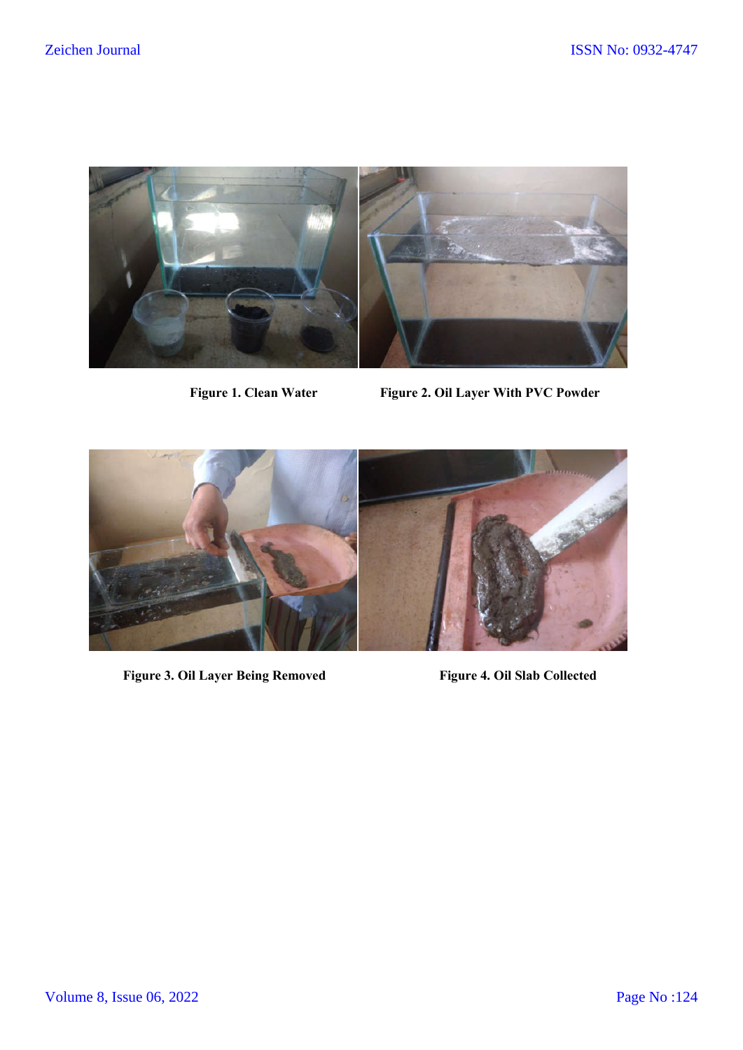Figure 1. Clean Water

Figure 2. Oil Layer With PVC Powder

Figure 3. Oil Layer Being Removed

Figure 4. Oil Slab Collected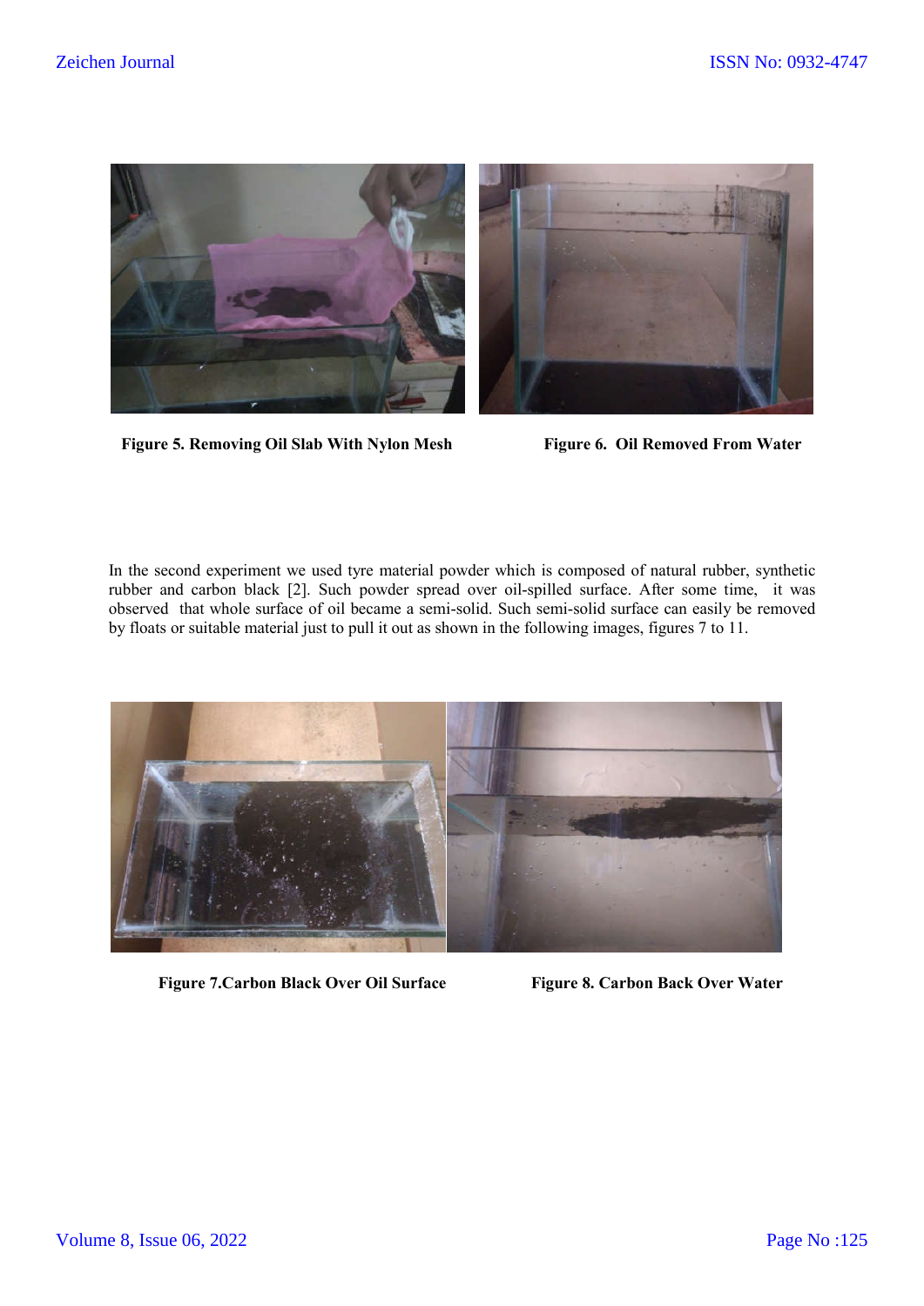Figure 5. Removing Oil Slab With Nylon Mesh

Figure 6. Oil Removed From Water

In the second experiment we used tyre material powder which is composed of natural rubber, synthetic rubber and carbon black [2]. Such powder spread over oil-spilled surface. After some time, it was observed that whole surface of oil became a semi-solid. Such semi-solid surface can easily be removed by floats or suitable material just to pull it out as shown in the following images, figures 7 to 11.

Figure 7.Carbon Black Over Oil Surface

Figure 8. Carbon Back Over Water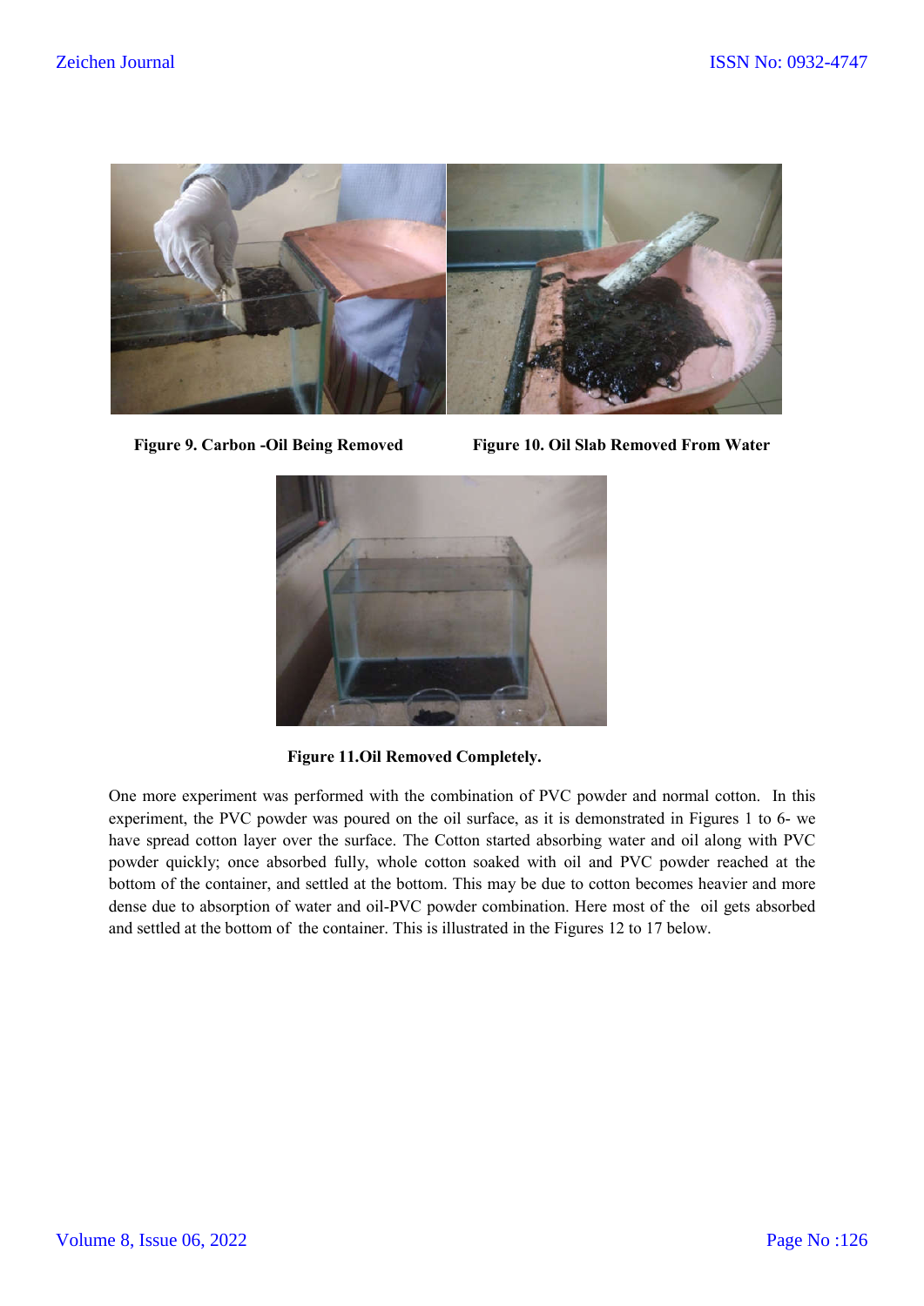**Figure 9. Carbon -Oil Being Removed**

**Figure 10. Oil Slab Removed From Water**

**Figure 11.Oil Removed Completely.**

One more experiment was performed with the combination of PVC powder and normal cotton. In this experiment, the PVC powder was poured on the oil surface, as it is demonstrated in Figures 1 to 6- we have spread cotton layer over the surface. The Cotton started absorbing water and oil along with PVC powder quickly; once absorbed fully, whole cotton soaked with oil and PVC powder reached at the bottom of the container, and settled at the bottom. This may be due to cotton becomes heavier and more dense due to absorption of water and oil-PVC powder combination. Here most of the oil gets absorbed and settled at the bottom of the container. This is illustrated in the Figures 12 to 17 below.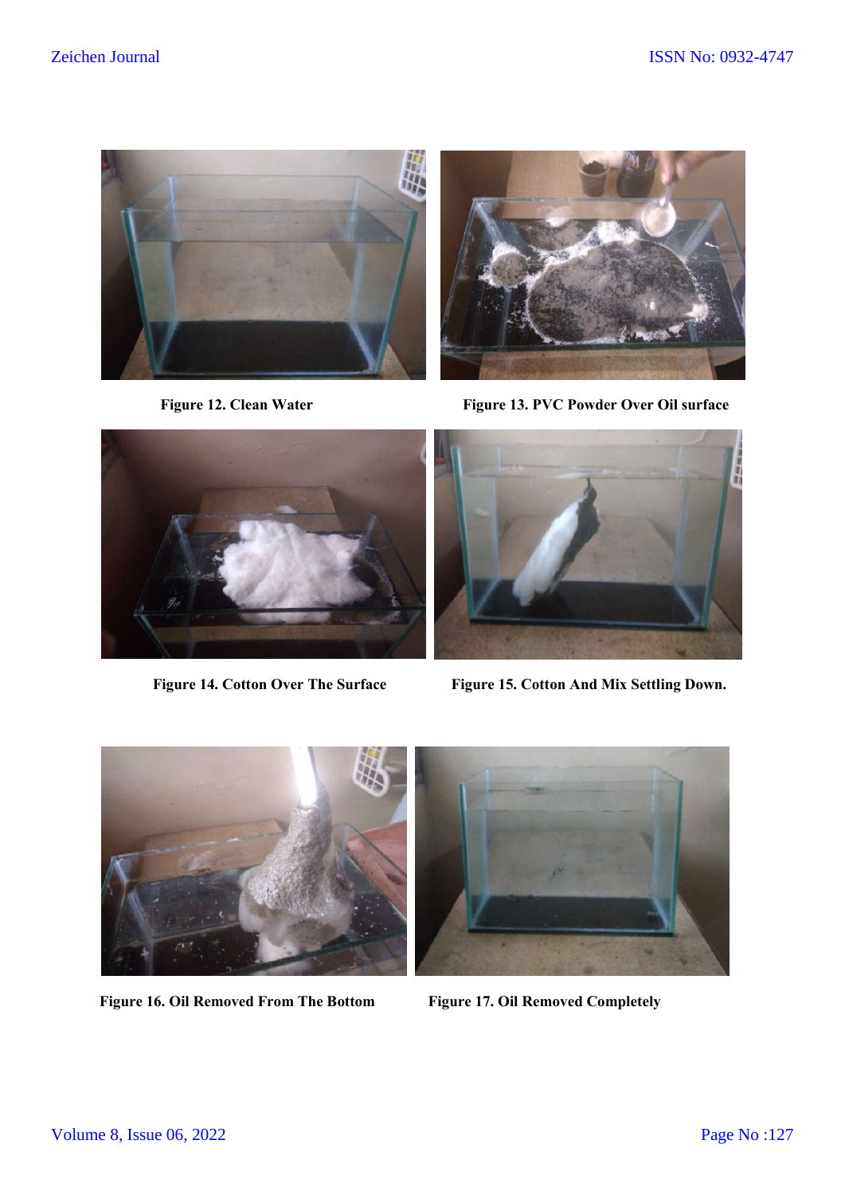Figure 12. Clean Water

Figure 13. PVC Powder Over Oil surface

Figure 14. Cotton Over The Surface

Figure 15. Cotton And Mix Settling Down.

Figure 16. Oil Removed From The Bottom

Figure 17. Oil Removed Completely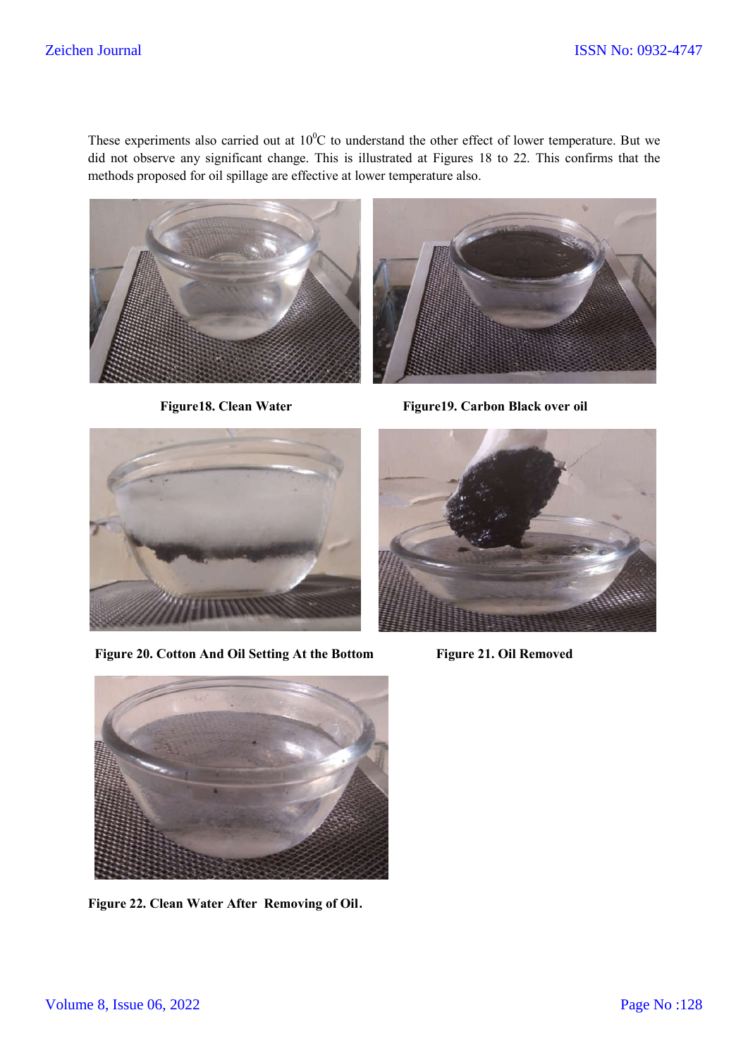These experiments also carried out at $10^0$C to understand the other effect of lower temperature. But we did not observe any significant change. This is illustrated at Figures 18 to 22. This confirms that the methods proposed for oil spillage are effective at lower temperature also.

**Figure18. Clean Water**

**Figure19. Carbon Black over oil**

**Figure 20. Cotton And Oil Setting At the Bottom**

**Figure 21. Oil Removed**

**Figure 22. Clean Water After Removing of Oil.**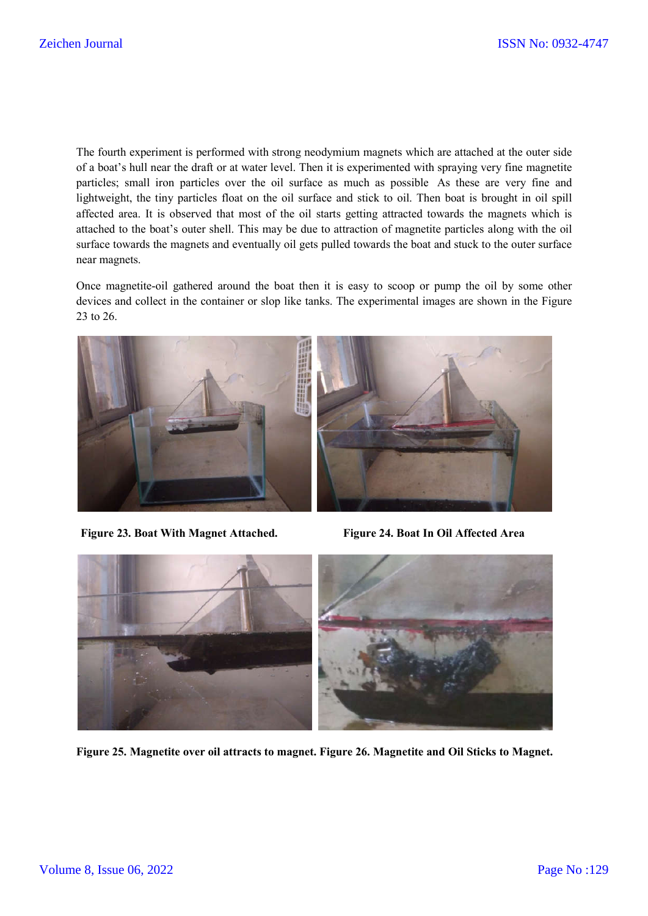The fourth experiment is performed with strong neodymium magnets which are attached at the outer side of a boat's hull near the draft or at water level. Then it is experimented with spraying very fine magnetite particles; small iron particles over the oil surface as much as possible As these are very fine and lightweight, the tiny particles float on the oil surface and stick to oil. Then boat is brought in oil spill affected area. It is observed that most of the oil starts getting attracted towards the magnets which is attached to the boat's outer shell. This may be due to attraction of magnetite particles along with the oil surface towards the magnets and eventually oil gets pulled towards the boat and stuck to the outer surface near magnets.

Once magnetite-oil gathered around the boat then it is easy to scoop or pump the oil by some other devices and collect in the container or slop like tanks. The experimental images are shown in the Figure 23 to 26.

**Figure 23. Boat With Magnet Attached.**

**Figure 24. Boat In Oil Affected Area**

**Figure 25. Magnetite over oil attracts to magnet. Figure 26. Magnetite and Oil Sticks to Magnet.**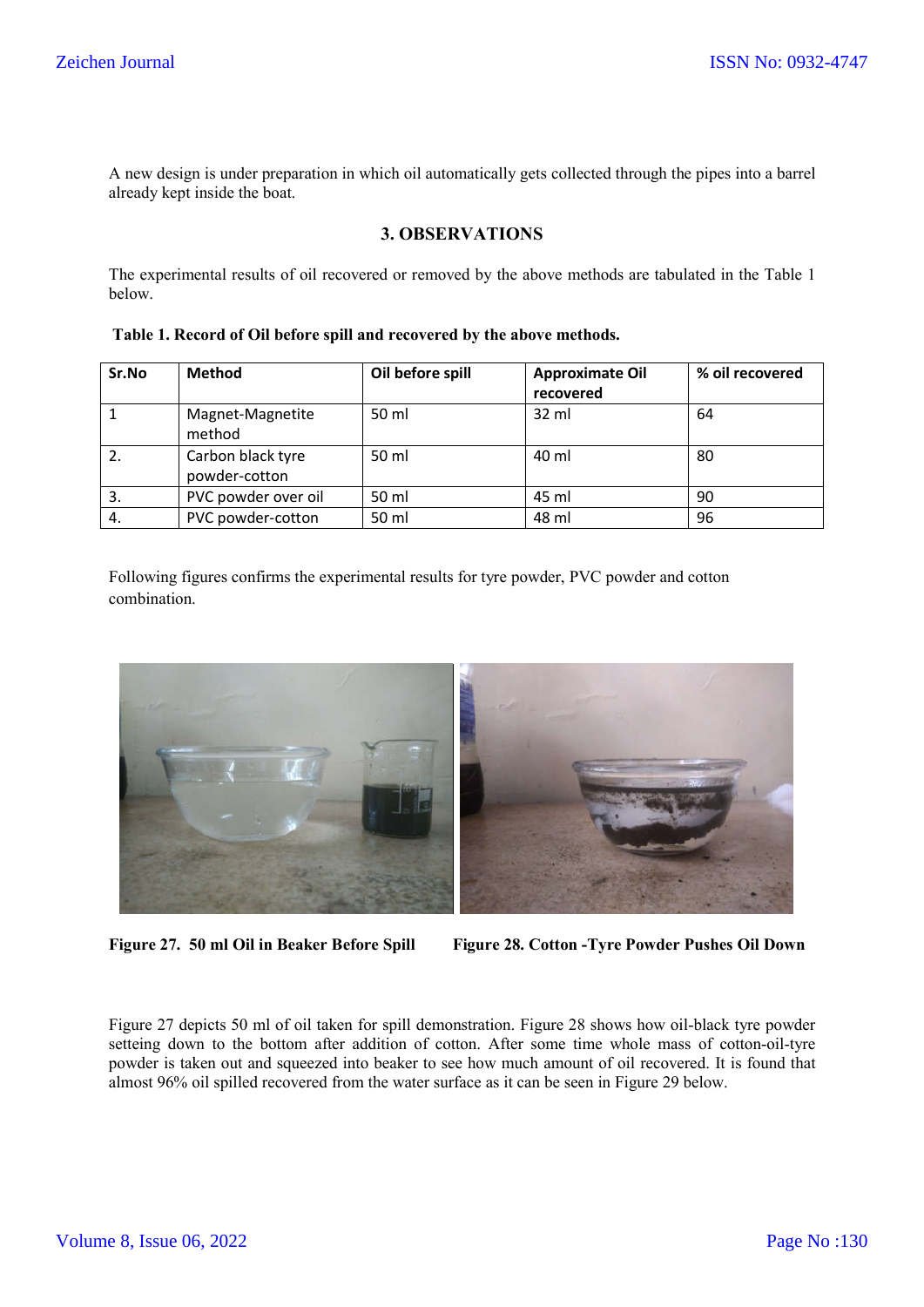A new design is under preparation in which oil automatically gets collected through the pipes into a barrel already kept inside the boat.

## 3. OBSERVATIONS

The experimental results of oil recovered or removed by the above methods are tabulated in the Table 1 below.

**Table 1. Record of Oil before spill and recovered by the above methods.**

| Sr.No | Method | Oil before spill | Approximate Oil recovered | % oil recovered |
|---|---|---|---|---|
| 1 | Magnet-Magnetite method | 50 ml | 32 ml | 64 |
| 2. | Carbon black tyre powder-cotton | 50 ml | 40 ml | 80 |
| 3. | PVC powder over oil | 50 ml | 45 ml | 90 |
| 4. | PVC powder-cotton | 50 ml | 48 ml | 96 |

Following figures confirms the experimental results for tyre powder, PVC powder and cotton combination.

**Figure 27. 50 ml Oil in Beaker Before Spill**

**Figure 28. Cotton -Tyre Powder Pushes Oil Down**

Figure 27 depicts 50 ml of oil taken for spill demonstration. Figure 28 shows how oil-black tyre powder setteing down to the bottom after addition of cotton. After some time whole mass of cotton-oil-tyre powder is taken out and squeezed into beaker to see how much amount of oil recovered. It is found that almost 96% oil spilled recovered from the water surface as it can be seen in Figure 29 below.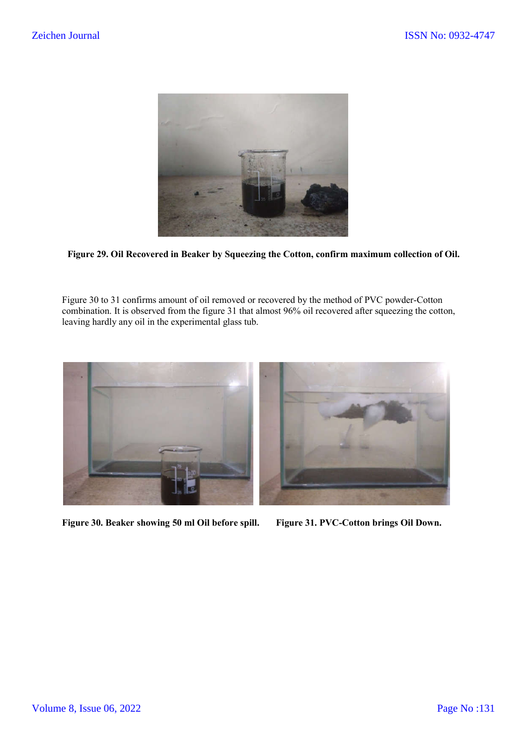**Figure 29. Oil Recovered in Beaker by Squeezing the Cotton, confirm maximum collection of Oil.**

Figure 30 to 31 confirms amount of oil removed or recovered by the method of PVC powder-Cotton combination. It is observed from the figure 31 that almost 96% oil recovered after squeezing the cotton, leaving hardly any oil in the experimental glass tub.

**Figure 30. Beaker showing 50 ml Oil before spill.**

**Figure 31. PVC-Cotton brings Oil Down.**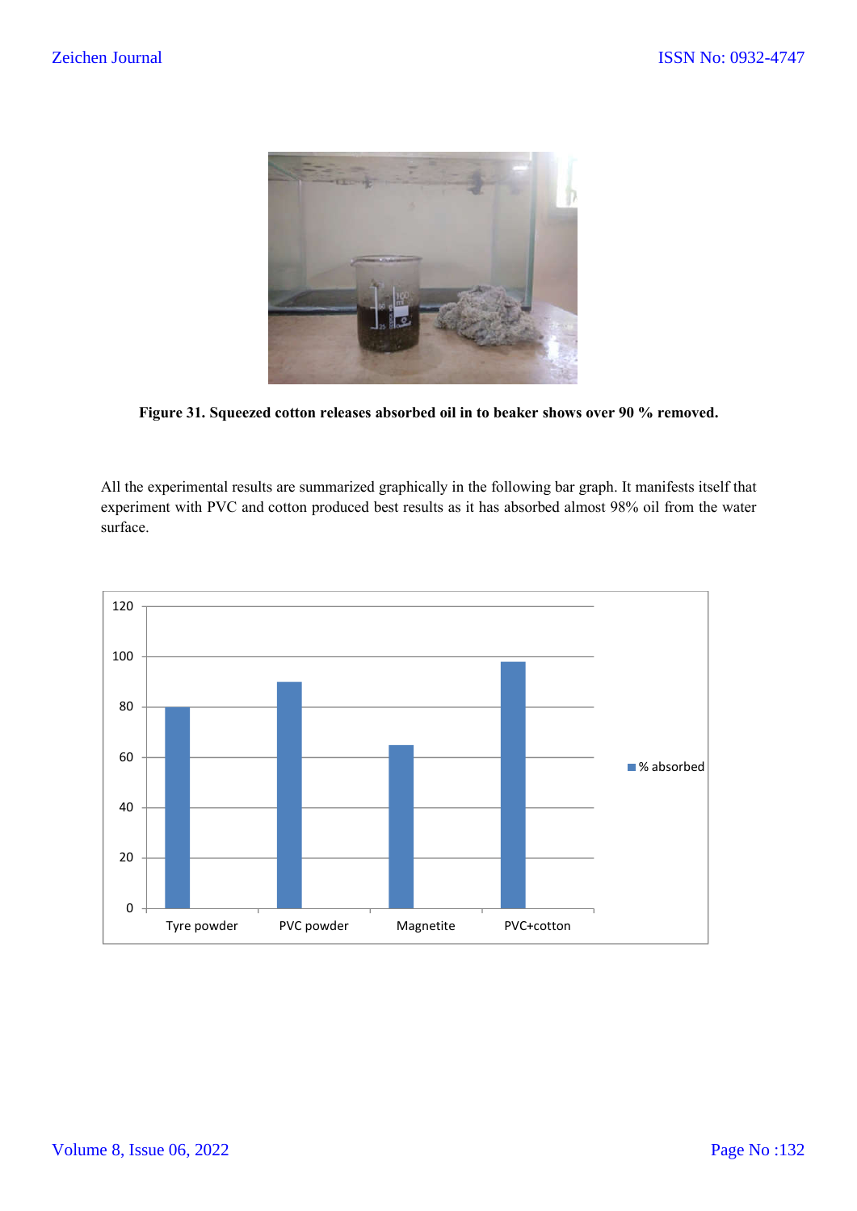**Figure 31. Squeezed cotton releases absorbed oil in to beaker shows over 90 % removed.**

All the experimental results are summarized graphically in the following bar graph. It manifests itself that experiment with PVC and cotton produced best results as it has absorbed almost 98% oil from the water surface.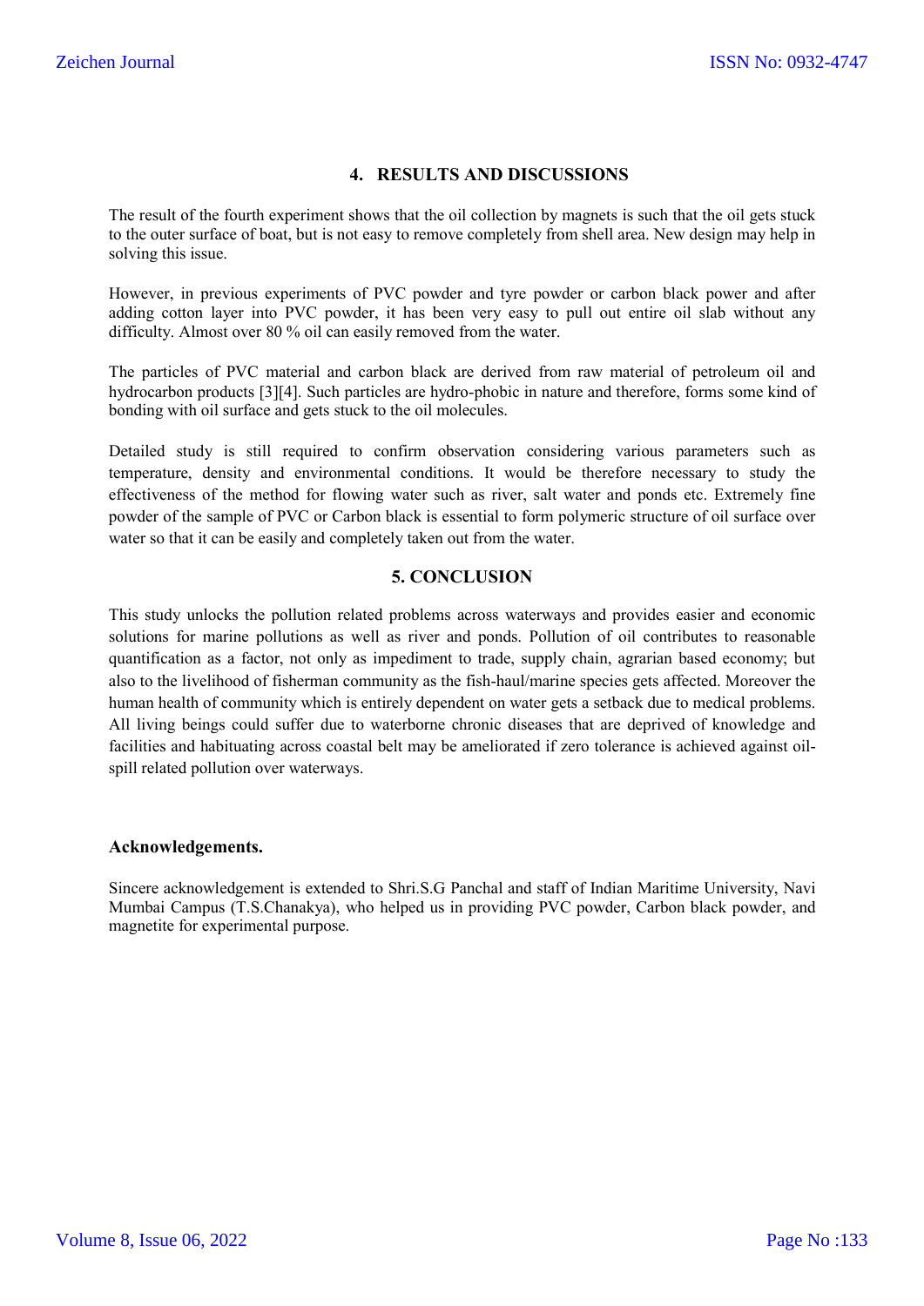## 4. RESULTS AND DISCUSSIONS

The result of the fourth experiment shows that the oil collection by magnets is such that the oil gets stuck to the outer surface of boat, but is not easy to remove completely from shell area. New design may help in solving this issue.

However, in previous experiments of PVC powder and tyre powder or carbon black power and after adding cotton layer into PVC powder, it has been very easy to pull out entire oil slab without any difficulty. Almost over 80 % oil can easily removed from the water.

The particles of PVC material and carbon black are derived from raw material of petroleum oil and hydrocarbon products [3][4]. Such particles are hydro-phobic in nature and therefore, forms some kind of bonding with oil surface and gets stuck to the oil molecules.

Detailed study is still required to confirm observation considering various parameters such as temperature, density and environmental conditions. It would be therefore necessary to study the effectiveness of the method for flowing water such as river, salt water and ponds etc. Extremely fine powder of the sample of PVC or Carbon black is essential to form polymeric structure of oil surface over water so that it can be easily and completely taken out from the water.

## 5. CONCLUSION

This study unlocks the pollution related problems across waterways and provides easier and economic solutions for marine pollutions as well as river and ponds. Pollution of oil contributes to reasonable quantification as a factor, not only as impediment to trade, supply chain, agrarian based economy; but also to the livelihood of fisherman community as the fish-haul/marine species gets affected. Moreover the human health of community which is entirely dependent on water gets a setback due to medical problems. All living beings could suffer due to waterborne chronic diseases that are deprived of knowledge and facilities and habituating across coastal belt may be ameliorated if zero tolerance is achieved against oil-spill related pollution over waterways.

### Acknowledgements.

Sincere acknowledgement is extended to Shri.S.G Panchal and staff of Indian Maritime University, Navi Mumbai Campus (T.S.Chanakya), who helped us in providing PVC powder, Carbon black powder, and magnetite for experimental purpose.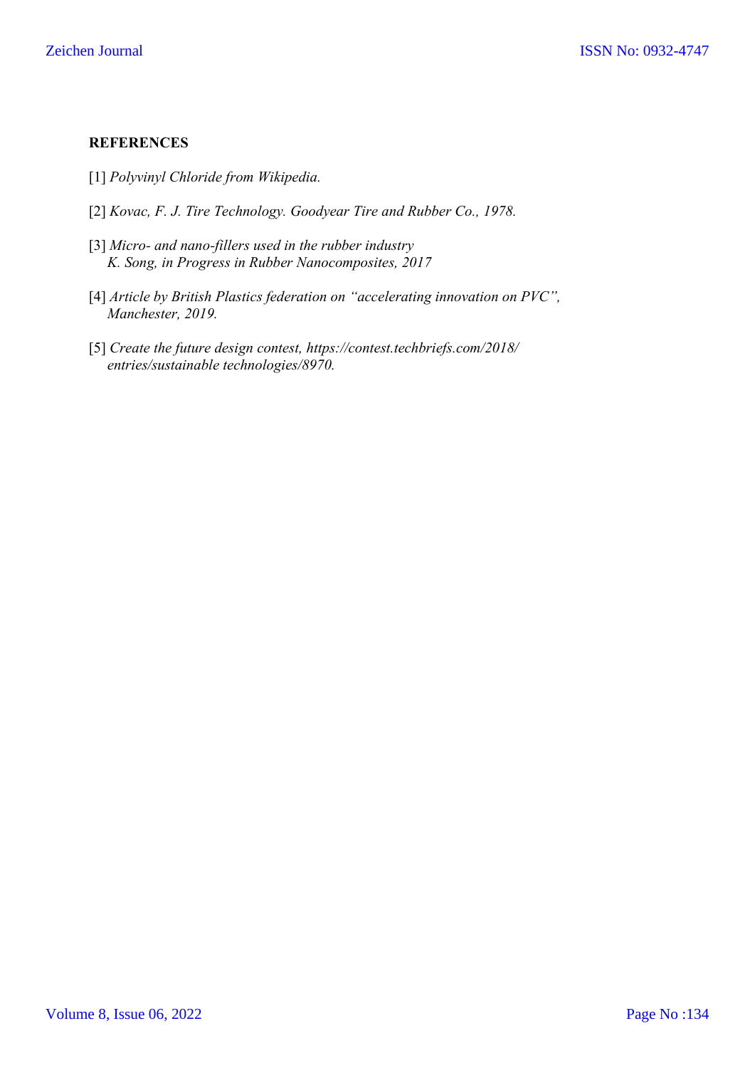**REFERENCES**

[1] *Polyvinyl Chloride from Wikipedia.*

[2] *Kovac, F. J. Tire Technology. Goodyear Tire and Rubber Co., 1978.*

[3] *Micro- and nano-fillers used in the rubber industry K. Song, in Progress in Rubber Nanocomposites, 2017*

[4] *Article by British Plastics federation on "accelerating innovation on PVC", Manchester, 2019.*

[5] *Create the future design contest, https://contest.techbriefs.com/2018/ entries/sustainable technologies/8970.*